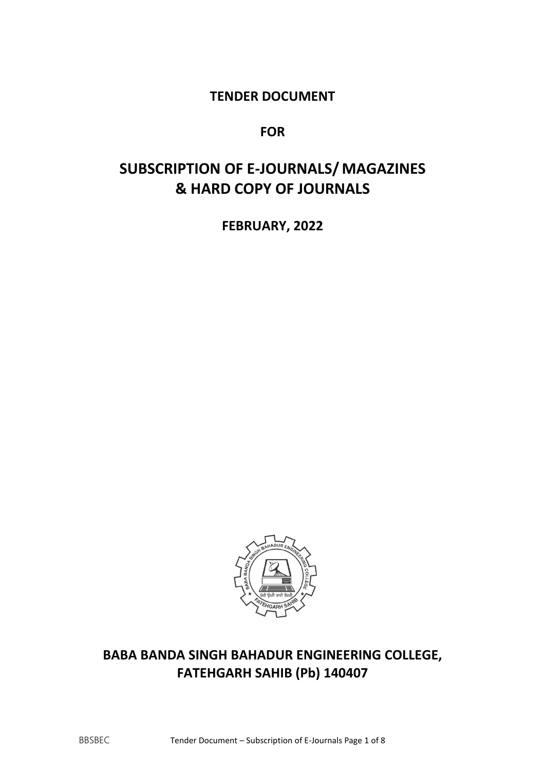**TENDER DOCUMENT**

**FOR**

# SUBSCRIPTION OF E-JOURNALS/ MAGAZINES & HARD COPY OF JOURNALS

**FEBRUARY, 2022**

## BABA BANDA SINGH BAHADUR ENGINEERING COLLEGE, FATEHGARH SAHIB (Pb) 140407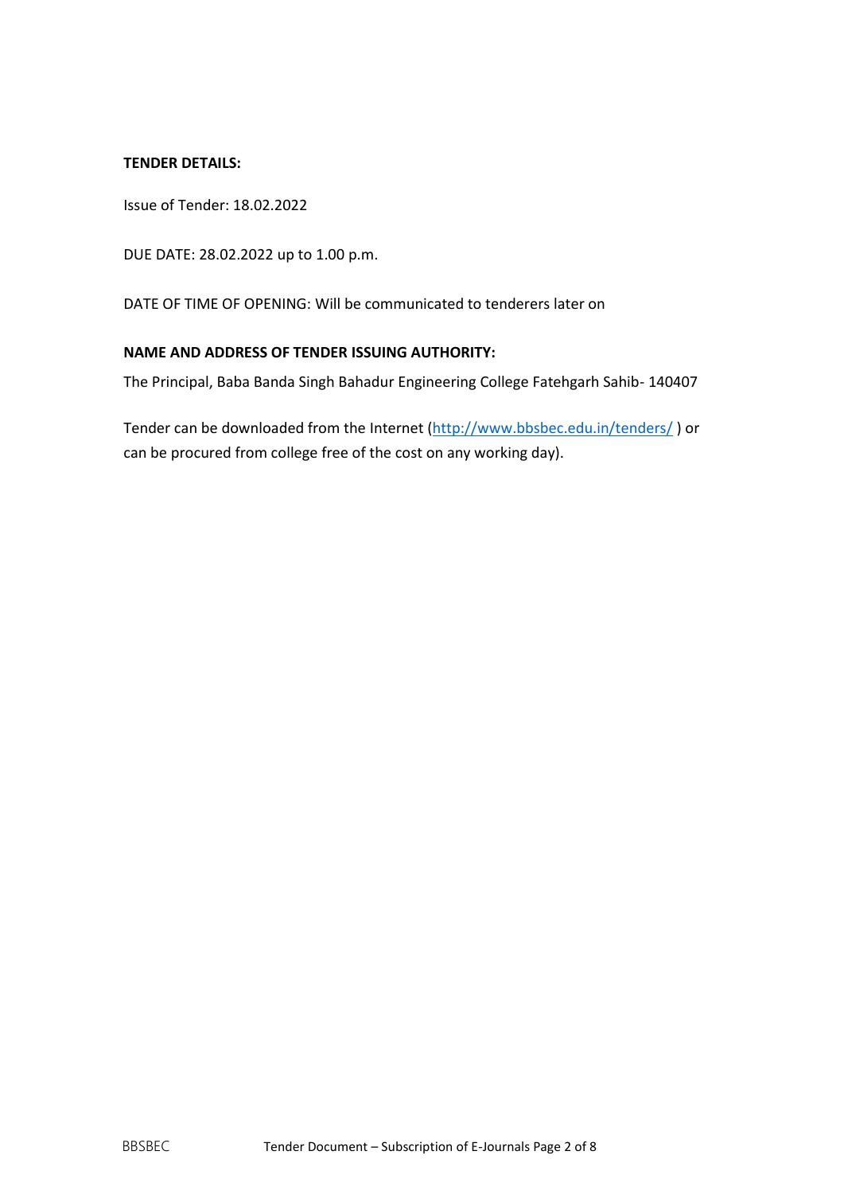**TENDER DETAILS:**

Issue of Tender: 18.02.2022

DUE DATE: 28.02.2022 up to 1.00 p.m.

DATE OF TIME OF OPENING: Will be communicated to tenderers later on

**NAME AND ADDRESS OF TENDER ISSUING AUTHORITY:**

The Principal, Baba Banda Singh Bahadur Engineering College Fatehgarh Sahib- 140407

Tender can be downloaded from the Internet (http://www.bbsbec.edu.in/tenders/ ) or can be procured from college free of the cost on any working day).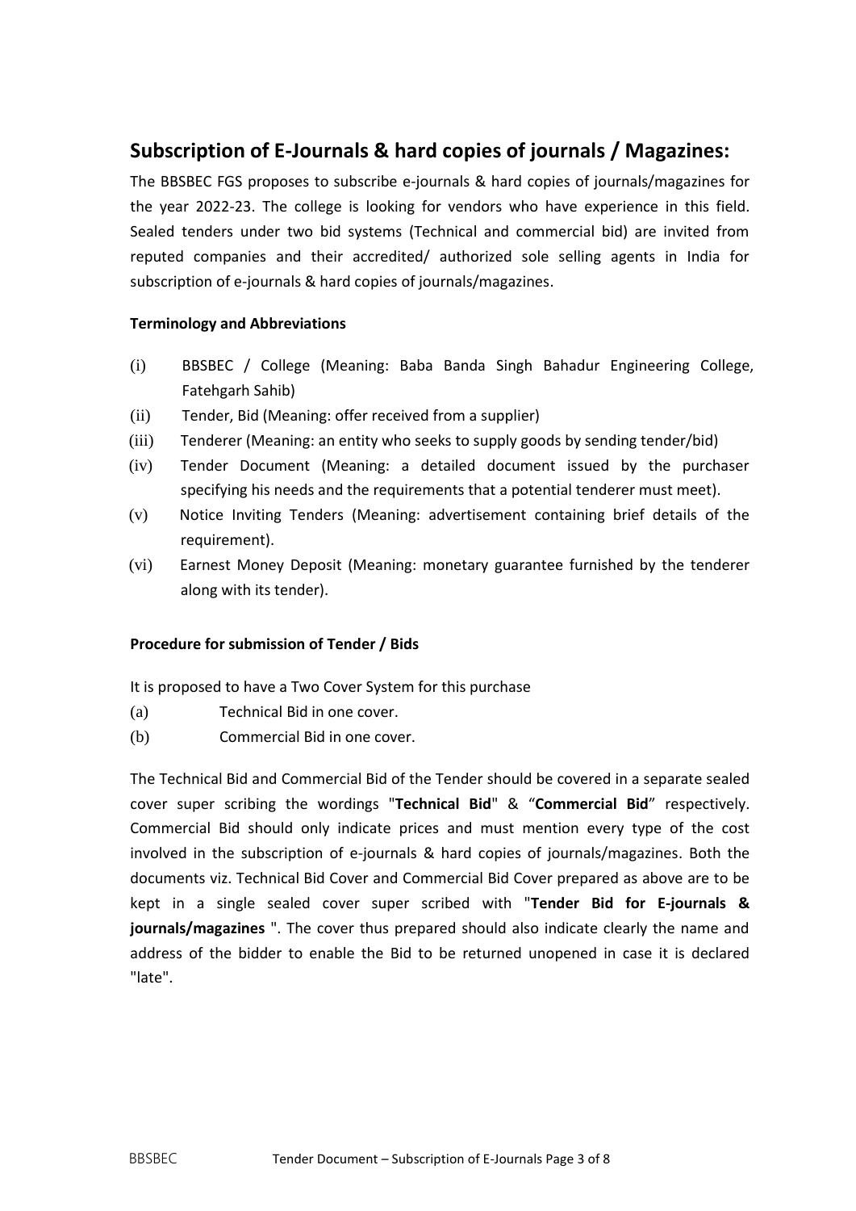## Subscription of E-Journals & hard copies of journals / Magazines:

The BBSBEC FGS proposes to subscribe e-journals & hard copies of journals/magazines for the year 2022-23. The college is looking for vendors who have experience in this field. Sealed tenders under two bid systems (Technical and commercial bid) are invited from reputed companies and their accredited/ authorized sole selling agents in India for subscription of e-journals & hard copies of journals/magazines.

**Terminology and Abbreviations**

(i) BBSBEC / College (Meaning: Baba Banda Singh Bahadur Engineering College, Fatehgarh Sahib)

(ii) Tender, Bid (Meaning: offer received from a supplier)

(iii) Tenderer (Meaning: an entity who seeks to supply goods by sending tender/bid)

(iv) Tender Document (Meaning: a detailed document issued by the purchaser specifying his needs and the requirements that a potential tenderer must meet).

(v) Notice Inviting Tenders (Meaning: advertisement containing brief details of the requirement).

(vi) Earnest Money Deposit (Meaning: monetary guarantee furnished by the tenderer along with its tender).

**Procedure for submission of Tender / Bids**

It is proposed to have a Two Cover System for this purchase

(a) Technical Bid in one cover.

(b) Commercial Bid in one cover.

The Technical Bid and Commercial Bid of the Tender should be covered in a separate sealed cover super scribing the wordings "**Technical Bid**" & "**Commercial Bid**" respectively. Commercial Bid should only indicate prices and must mention every type of the cost involved in the subscription of e-journals & hard copies of journals/magazines. Both the documents viz. Technical Bid Cover and Commercial Bid Cover prepared as above are to be kept in a single sealed cover super scribed with "**Tender Bid for E-journals & journals/magazines** ". The cover thus prepared should also indicate clearly the name and address of the bidder to enable the Bid to be returned unopened in case it is declared "late".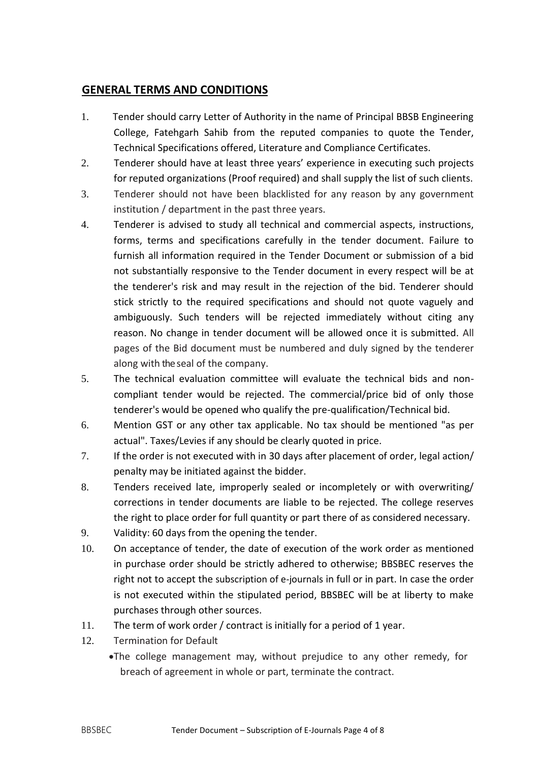## GENERAL TERMS AND CONDITIONS

1. Tender should carry Letter of Authority in the name of Principal BBSB Engineering College, Fatehgarh Sahib from the reputed companies to quote the Tender, Technical Specifications offered, Literature and Compliance Certificates.
2. Tenderer should have at least three years' experience in executing such projects for reputed organizations (Proof required) and shall supply the list of such clients.
3. Tenderer should not have been blacklisted for any reason by any government institution / department in the past three years.
4. Tenderer is advised to study all technical and commercial aspects, instructions, forms, terms and specifications carefully in the tender document. Failure to furnish all information required in the Tender Document or submission of a bid not substantially responsive to the Tender document in every respect will be at the tenderer's risk and may result in the rejection of the bid. Tenderer should stick strictly to the required specifications and should not quote vaguely and ambiguously. Such tenders will be rejected immediately without citing any reason. No change in tender document will be allowed once it is submitted. All pages of the Bid document must be numbered and duly signed by the tenderer along with the seal of the company.
5. The technical evaluation committee will evaluate the technical bids and non-compliant tender would be rejected. The commercial/price bid of only those tenderer's would be opened who qualify the pre-qualification/Technical bid.
6. Mention GST or any other tax applicable. No tax should be mentioned "as per actual". Taxes/Levies if any should be clearly quoted in price.
7. If the order is not executed with in 30 days after placement of order, legal action/ penalty may be initiated against the bidder.
8. Tenders received late, improperly sealed or incompletely or with overwriting/ corrections in tender documents are liable to be rejected. The college reserves the right to place order for full quantity or part there of as considered necessary.
9. Validity: 60 days from the opening the tender.
10. On acceptance of tender, the date of execution of the work order as mentioned in purchase order should be strictly adhered to otherwise; BBSBEC reserves the right not to accept the subscription of e-journals in full or in part. In case the order is not executed within the stipulated period, BBSBEC will be at liberty to make purchases through other sources.
11. The term of work order / contract is initially for a period of 1 year.
12. Termination for Default
    - The college management may, without prejudice to any other remedy, for breach of agreement in whole or part, terminate the contract.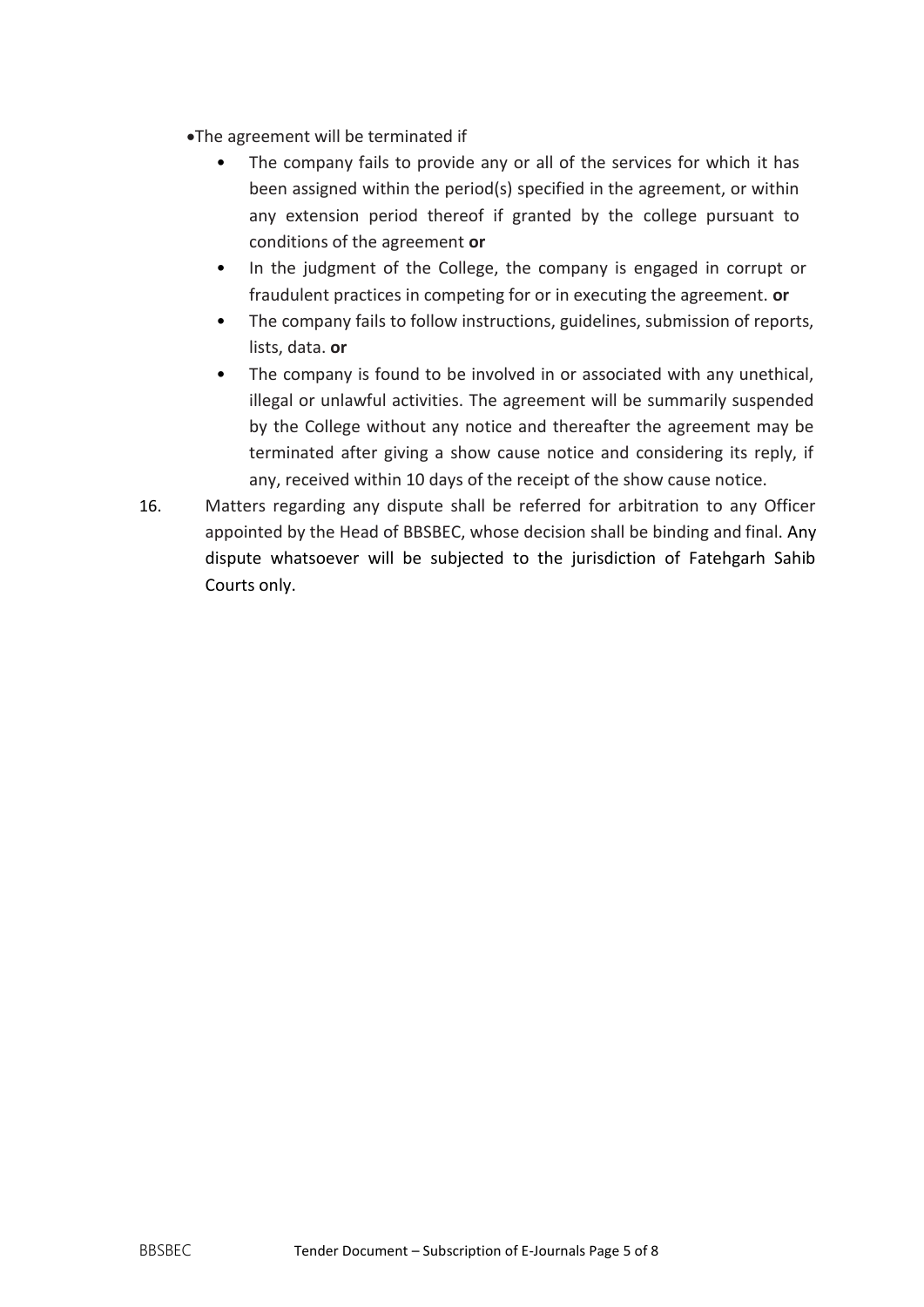- The agreement will be terminated if
  - The company fails to provide any or all of the services for which it has been assigned within the period(s) specified in the agreement, or within any extension period thereof if granted by the college pursuant to conditions of the agreement **or**
  - In the judgment of the College, the company is engaged in corrupt or fraudulent practices in competing for or in executing the agreement. **or**
  - The company fails to follow instructions, guidelines, submission of reports, lists, data. **or**
  - The company is found to be involved in or associated with any unethical, illegal or unlawful activities. The agreement will be summarily suspended by the College without any notice and thereafter the agreement may be terminated after giving a show cause notice and considering its reply, if any, received within 10 days of the receipt of the show cause notice.

16. Matters regarding any dispute shall be referred for arbitration to any Officer appointed by the Head of BBSBEC, whose decision shall be binding and final. Any dispute whatsoever will be subjected to the jurisdiction of Fatehgarh Sahib Courts only.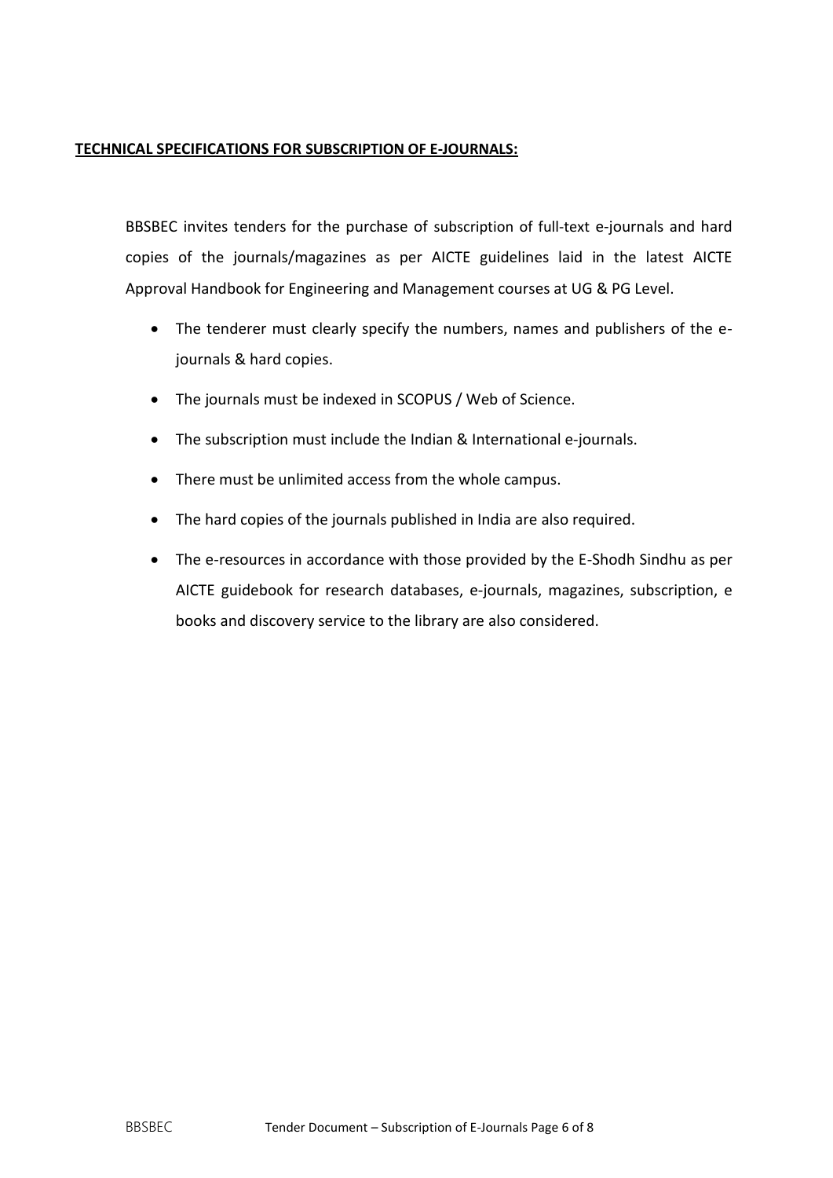**TECHNICAL SPECIFICATIONS FOR SUBSCRIPTION OF E-JOURNALS:**

BBSBEC invites tenders for the purchase of subscription of full-text e-journals and hard copies of the journals/magazines as per AICTE guidelines laid in the latest AICTE Approval Handbook for Engineering and Management courses at UG & PG Level.

- The tenderer must clearly specify the numbers, names and publishers of the e-journals & hard copies.
- The journals must be indexed in SCOPUS / Web of Science.
- The subscription must include the Indian & International e-journals.
- There must be unlimited access from the whole campus.
- The hard copies of the journals published in India are also required.
- The e-resources in accordance with those provided by the E-Shodh Sindhu as per AICTE guidebook for research databases, e-journals, magazines, subscription, e books and discovery service to the library are also considered.